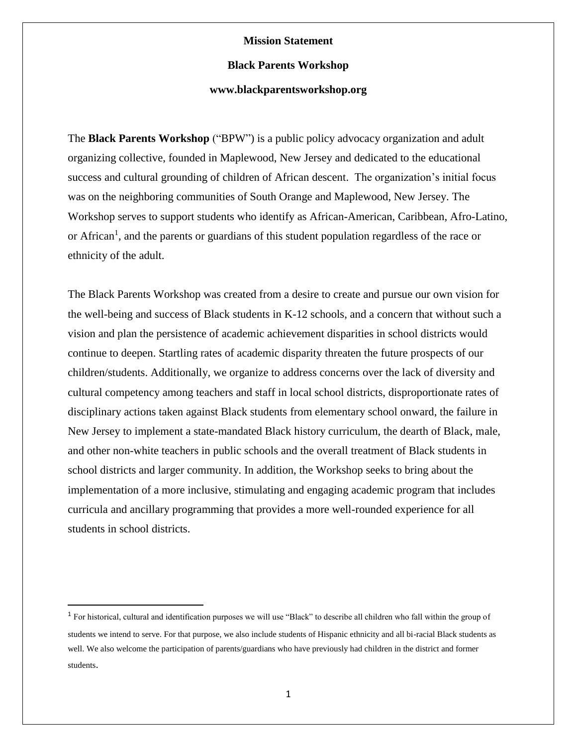**Mission Statement**

**Black Parents Workshop**

**www.blackparentsworkshop.org**

The **Black Parents Workshop** ("BPW") is a public policy advocacy organization and adult organizing collective, founded in Maplewood, New Jersey and dedicated to the educational success and cultural grounding of children of African descent. The organization's initial focus was on the neighboring communities of South Orange and Maplewood, New Jersey. The Workshop serves to support students who identify as African-American, Caribbean, Afro-Latino, or African[1], and the parents or guardians of this student population regardless of the race or ethnicity of the adult.

The Black Parents Workshop was created from a desire to create and pursue our own vision for the well-being and success of Black students in K-12 schools, and a concern that without such a vision and plan the persistence of academic achievement disparities in school districts would continue to deepen. Startling rates of academic disparity threaten the future prospects of our children/students. Additionally, we organize to address concerns over the lack of diversity and cultural competency among teachers and staff in local school districts, disproportionate rates of disciplinary actions taken against Black students from elementary school onward, the failure in New Jersey to implement a state-mandated Black history curriculum, the dearth of Black, male, and other non-white teachers in public schools and the overall treatment of Black students in school districts and larger community. In addition, the Workshop seeks to bring about the implementation of a more inclusive, stimulating and engaging academic program that includes curricula and ancillary programming that provides a more well-rounded experience for all students in school districts.

---

[1] For historical, cultural and identification purposes we will use "Black" to describe all children who fall within the group of students we intend to serve. For that purpose, we also include students of Hispanic ethnicity and all bi-racial Black students as well. We also welcome the participation of parents/guardians who have previously had children in the district and former students.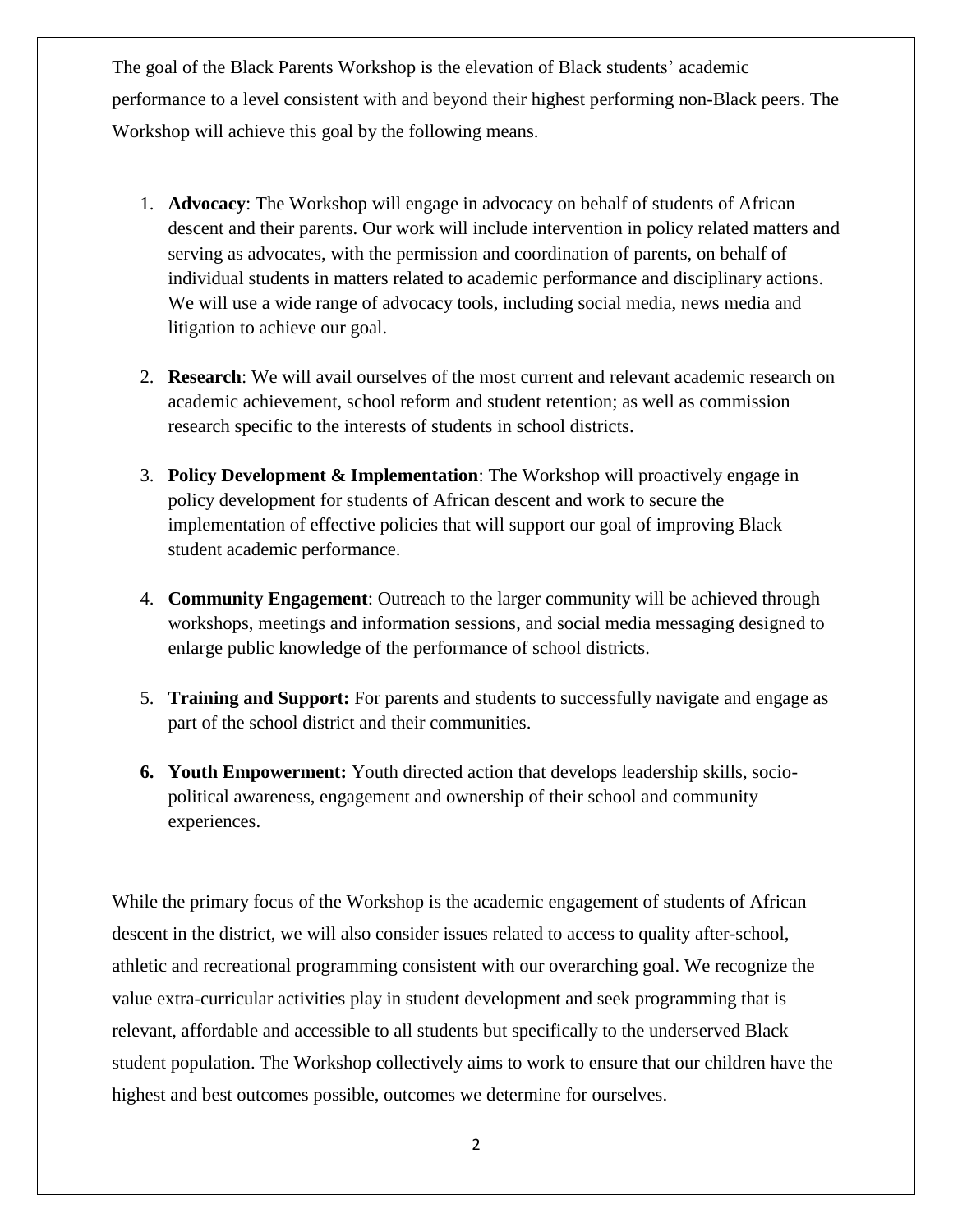The goal of the Black Parents Workshop is the elevation of Black students' academic performance to a level consistent with and beyond their highest performing non-Black peers. The Workshop will achieve this goal by the following means.

1. **Advocacy**: The Workshop will engage in advocacy on behalf of students of African descent and their parents. Our work will include intervention in policy related matters and serving as advocates, with the permission and coordination of parents, on behalf of individual students in matters related to academic performance and disciplinary actions. We will use a wide range of advocacy tools, including social media, news media and litigation to achieve our goal.

2. **Research**: We will avail ourselves of the most current and relevant academic research on academic achievement, school reform and student retention; as well as commission research specific to the interests of students in school districts.

3. **Policy Development & Implementation**: The Workshop will proactively engage in policy development for students of African descent and work to secure the implementation of effective policies that will support our goal of improving Black student academic performance.

4. **Community Engagement**: Outreach to the larger community will be achieved through workshops, meetings and information sessions, and social media messaging designed to enlarge public knowledge of the performance of school districts.

5. **Training and Support:** For parents and students to successfully navigate and engage as part of the school district and their communities.

6. **Youth Empowerment:** Youth directed action that develops leadership skills, socio-political awareness, engagement and ownership of their school and community experiences.

While the primary focus of the Workshop is the academic engagement of students of African descent in the district, we will also consider issues related to access to quality after-school, athletic and recreational programming consistent with our overarching goal. We recognize the value extra-curricular activities play in student development and seek programming that is relevant, affordable and accessible to all students but specifically to the underserved Black student population. The Workshop collectively aims to work to ensure that our children have the highest and best outcomes possible, outcomes we determine for ourselves.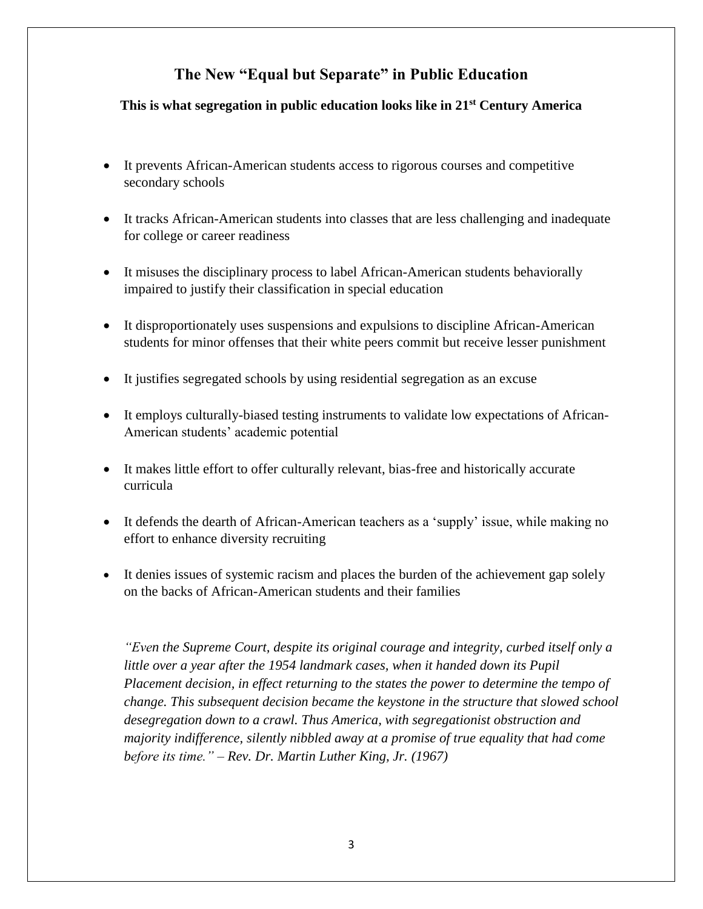# The New "Equal but Separate" in Public Education

**This is what segregation in public education looks like in 21st Century America**

- It prevents African-American students access to rigorous courses and competitive secondary schools
- It tracks African-American students into classes that are less challenging and inadequate for college or career readiness
- It misuses the disciplinary process to label African-American students behaviorally impaired to justify their classification in special education
- It disproportionately uses suspensions and expulsions to discipline African-American students for minor offenses that their white peers commit but receive lesser punishment
- It justifies segregated schools by using residential segregation as an excuse
- It employs culturally-biased testing instruments to validate low expectations of African-American students' academic potential
- It makes little effort to offer culturally relevant, bias-free and historically accurate curricula
- It defends the dearth of African-American teachers as a 'supply' issue, while making no effort to enhance diversity recruiting
- It denies issues of systemic racism and places the burden of the achievement gap solely on the backs of African-American students and their families

*"Even the Supreme Court, despite its original courage and integrity, curbed itself only a little over a year after the 1954 landmark cases, when it handed down its Pupil Placement decision, in effect returning to the states the power to determine the tempo of change. This subsequent decision became the keystone in the structure that slowed school desegregation down to a crawl. Thus America, with segregationist obstruction and majority indifference, silently nibbled away at a promise of true equality that had come before its time." – Rev. Dr. Martin Luther King, Jr. (1967)*